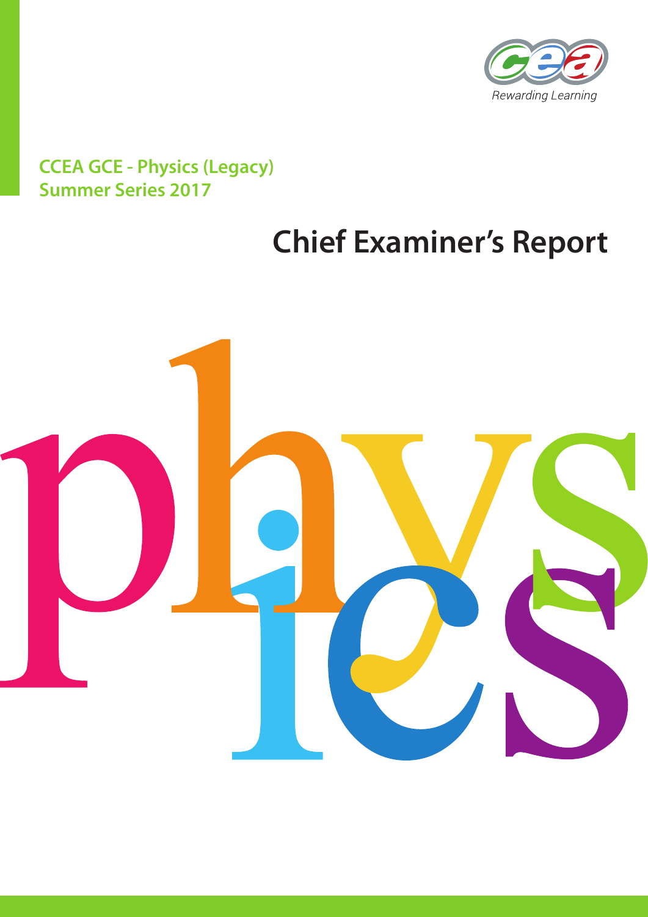CCEA GCE - Physics (Legacy)
Summer Series 2017

# Chief Examiner's Report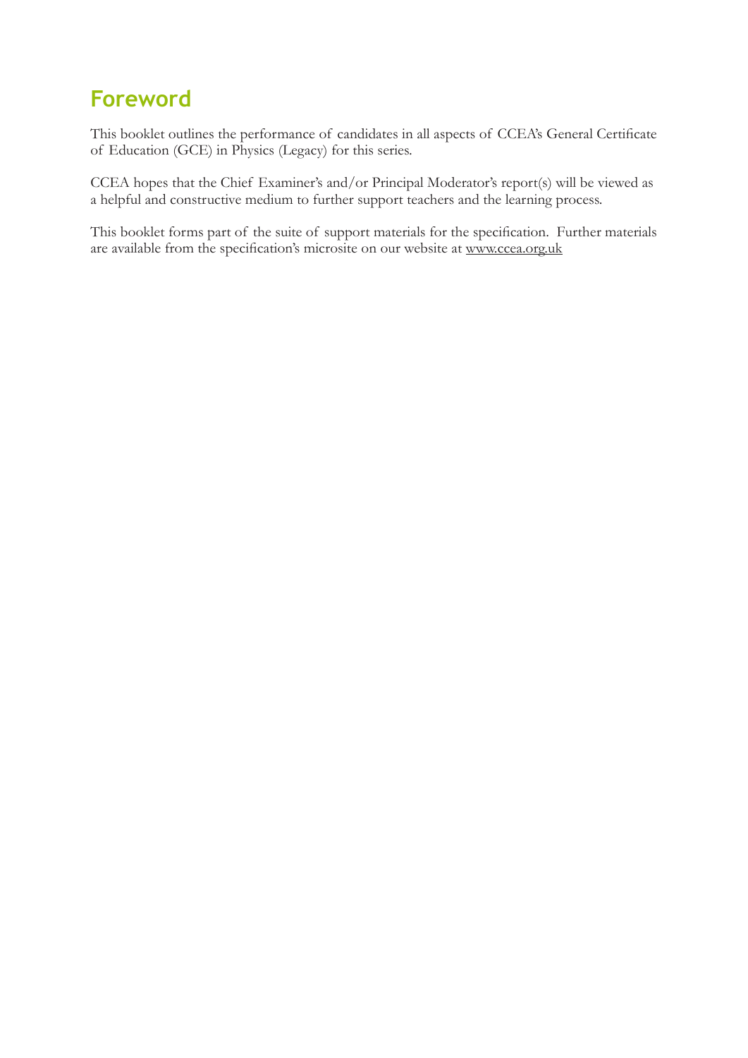# Foreword

This booklet outlines the performance of candidates in all aspects of CCEA's General Certificate of Education (GCE) in Physics (Legacy) for this series.

CCEA hopes that the Chief Examiner's and/or Principal Moderator's report(s) will be viewed as a helpful and constructive medium to further support teachers and the learning process.

This booklet forms part of the suite of support materials for the specification. Further materials are available from the specification's microsite on our website at www.ccea.org.uk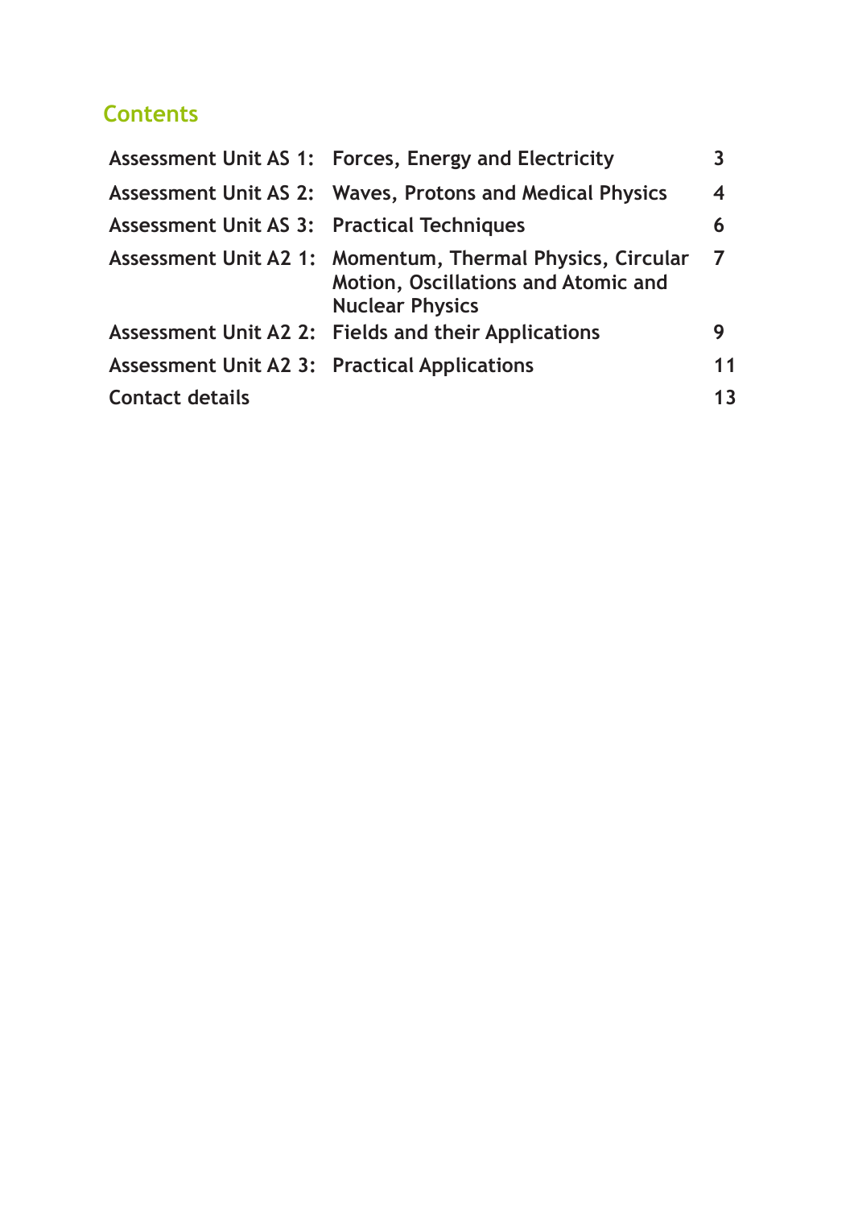## Contents

| | | |
|---|---|---|
| **Assessment Unit AS 1:** | **Forces, Energy and Electricity** | **3** |
| **Assessment Unit AS 2:** | **Waves, Protons and Medical Physics** | **4** |
| **Assessment Unit AS 3:** | **Practical Techniques** | **6** |
| **Assessment Unit A2 1:** | **Momentum, Thermal Physics, Circular Motion, Oscillations and Atomic and Nuclear Physics** | **7** |
| **Assessment Unit A2 2:** | **Fields and their Applications** | **9** |
| **Assessment Unit A2 3:** | **Practical Applications** | **11** |
| **Contact details** | | **13** |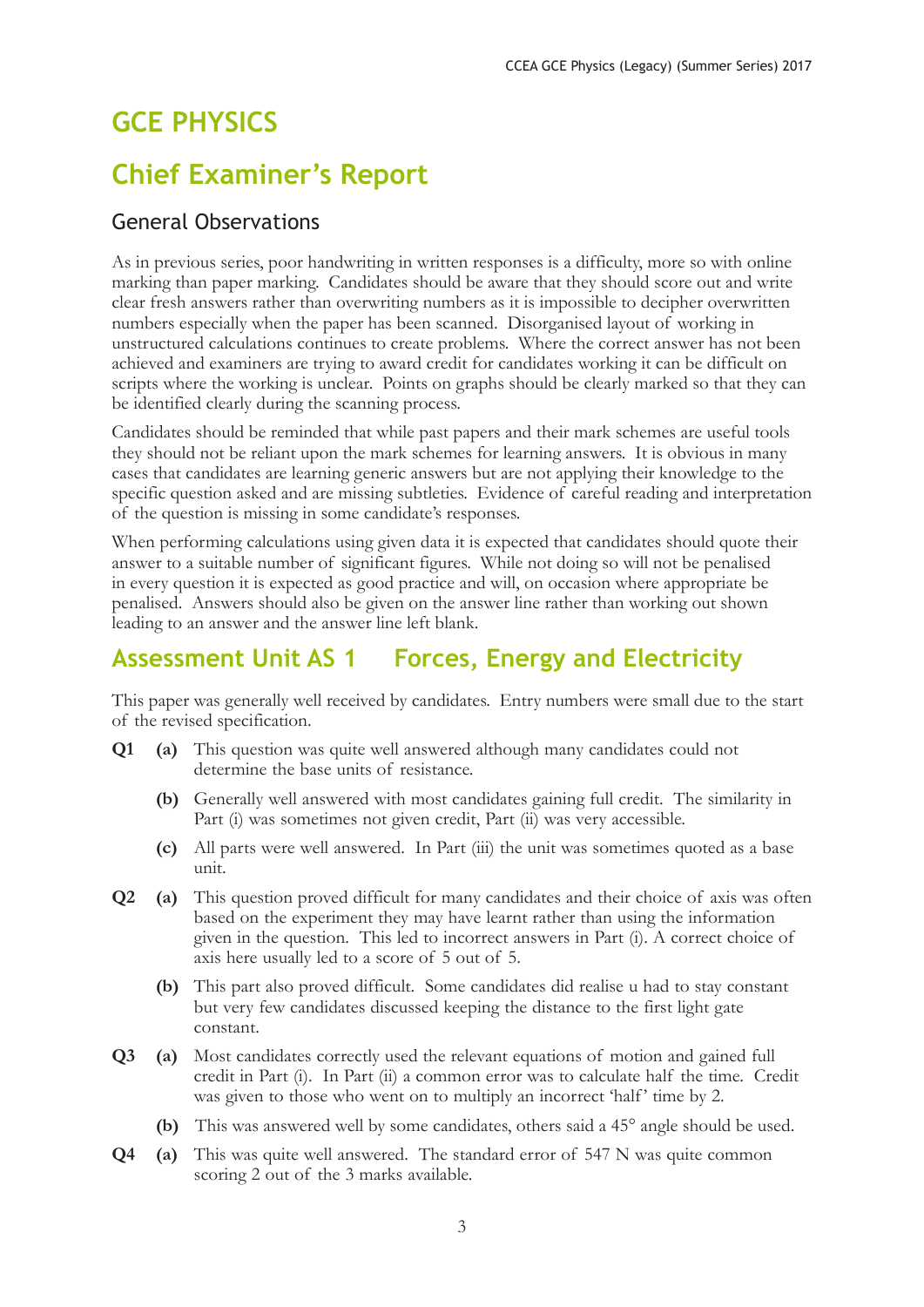# GCE PHYSICS

# Chief Examiner's Report

## General Observations

As in previous series, poor handwriting in written responses is a difficulty, more so with online marking than paper marking. Candidates should be aware that they should score out and write clear fresh answers rather than overwriting numbers as it is impossible to decipher overwritten numbers especially when the paper has been scanned. Disorganised layout of working in unstructured calculations continues to create problems. Where the correct answer has not been achieved and examiners are trying to award credit for candidates working it can be difficult on scripts where the working is unclear. Points on graphs should be clearly marked so that they can be identified clearly during the scanning process.

Candidates should be reminded that while past papers and their mark schemes are useful tools they should not be reliant upon the mark schemes for learning answers. It is obvious in many cases that candidates are learning generic answers but are not applying their knowledge to the specific question asked and are missing subtleties. Evidence of careful reading and interpretation of the question is missing in some candidate's responses.

When performing calculations using given data it is expected that candidates should quote their answer to a suitable number of significant figures. While not doing so will not be penalised in every question it is expected as good practice and will, on occasion where appropriate be penalised. Answers should also be given on the answer line rather than working out shown leading to an answer and the answer line left blank.

## Assessment Unit AS 1 Forces, Energy and Electricity

This paper was generally well received by candidates. Entry numbers were small due to the start of the revised specification.

**Q1** **(a)** This question was quite well answered although many candidates could not determine the base units of resistance.

**(b)** Generally well answered with most candidates gaining full credit. The similarity in Part (i) was sometimes not given credit, Part (ii) was very accessible.

**(c)** All parts were well answered. In Part (iii) the unit was sometimes quoted as a base unit.

**Q2** **(a)** This question proved difficult for many candidates and their choice of axis was often based on the experiment they may have learnt rather than using the information given in the question. This led to incorrect answers in Part (i). A correct choice of axis here usually led to a score of 5 out of 5.

**(b)** This part also proved difficult. Some candidates did realise u had to stay constant but very few candidates discussed keeping the distance to the first light gate constant.

**Q3** **(a)** Most candidates correctly used the relevant equations of motion and gained full credit in Part (i). In Part (ii) a common error was to calculate half the time. Credit was given to those who went on to multiply an incorrect 'half' time by 2.

**(b)** This was answered well by some candidates, others said a 45° angle should be used.

**Q4** **(a)** This was quite well answered. The standard error of 547 N was quite common scoring 2 out of the 3 marks available.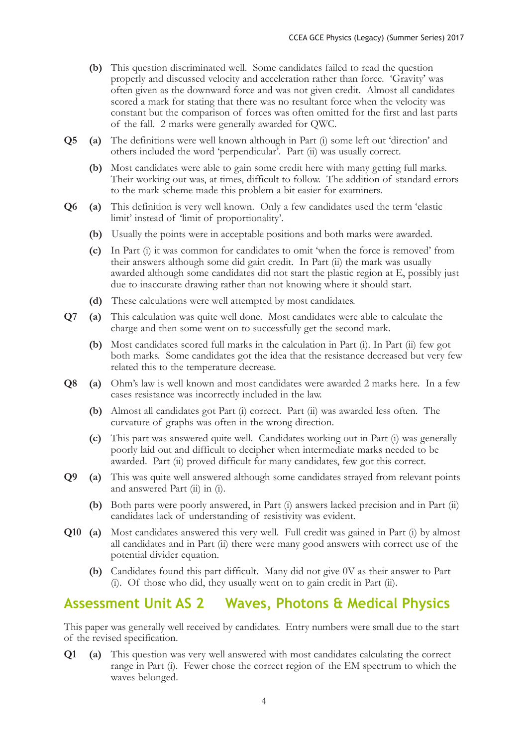**(b)** This question discriminated well. Some candidates failed to read the question properly and discussed velocity and acceleration rather than force. 'Gravity' was often given as the downward force and was not given credit. Almost all candidates scored a mark for stating that there was no resultant force when the velocity was constant but the comparison of forces was often omitted for the first and last parts of the fall. 2 marks were generally awarded for QWC.

**Q5** **(a)** The definitions were well known although in Part (i) some left out 'direction' and others included the word 'perpendicular'. Part (ii) was usually correct.

**(b)** Most candidates were able to gain some credit here with many getting full marks. Their working out was, at times, difficult to follow. The addition of standard errors to the mark scheme made this problem a bit easier for examiners.

**Q6** **(a)** This definition is very well known. Only a few candidates used the term 'elastic limit' instead of 'limit of proportionality'.

**(b)** Usually the points were in acceptable positions and both marks were awarded.

**(c)** In Part (i) it was common for candidates to omit 'when the force is removed' from their answers although some did gain credit. In Part (ii) the mark was usually awarded although some candidates did not start the plastic region at E, possibly just due to inaccurate drawing rather than not knowing where it should start.

**(d)** These calculations were well attempted by most candidates.

**Q7** **(a)** This calculation was quite well done. Most candidates were able to calculate the charge and then some went on to successfully get the second mark.

**(b)** Most candidates scored full marks in the calculation in Part (i). In Part (ii) few got both marks. Some candidates got the idea that the resistance decreased but very few related this to the temperature decrease.

**Q8** **(a)** Ohm's law is well known and most candidates were awarded 2 marks here. In a few cases resistance was incorrectly included in the law.

**(b)** Almost all candidates got Part (i) correct. Part (ii) was awarded less often. The curvature of graphs was often in the wrong direction.

**(c)** This part was answered quite well. Candidates working out in Part (i) was generally poorly laid out and difficult to decipher when intermediate marks needed to be awarded. Part (ii) proved difficult for many candidates, few got this correct.

**Q9** **(a)** This was quite well answered although some candidates strayed from relevant points and answered Part (ii) in (i).

**(b)** Both parts were poorly answered, in Part (i) answers lacked precision and in Part (ii) candidates lack of understanding of resistivity was evident.

**Q10** **(a)** Most candidates answered this very well. Full credit was gained in Part (i) by almost all candidates and in Part (ii) there were many good answers with correct use of the potential divider equation.

**(b)** Candidates found this part difficult. Many did not give 0V as their answer to Part (i). Of those who did, they usually went on to gain credit in Part (ii).

## Assessment Unit AS 2 Waves, Photons & Medical Physics

This paper was generally well received by candidates. Entry numbers were small due to the start of the revised specification.

**Q1** **(a)** This question was very well answered with most candidates calculating the correct range in Part (i). Fewer chose the correct region of the EM spectrum to which the waves belonged.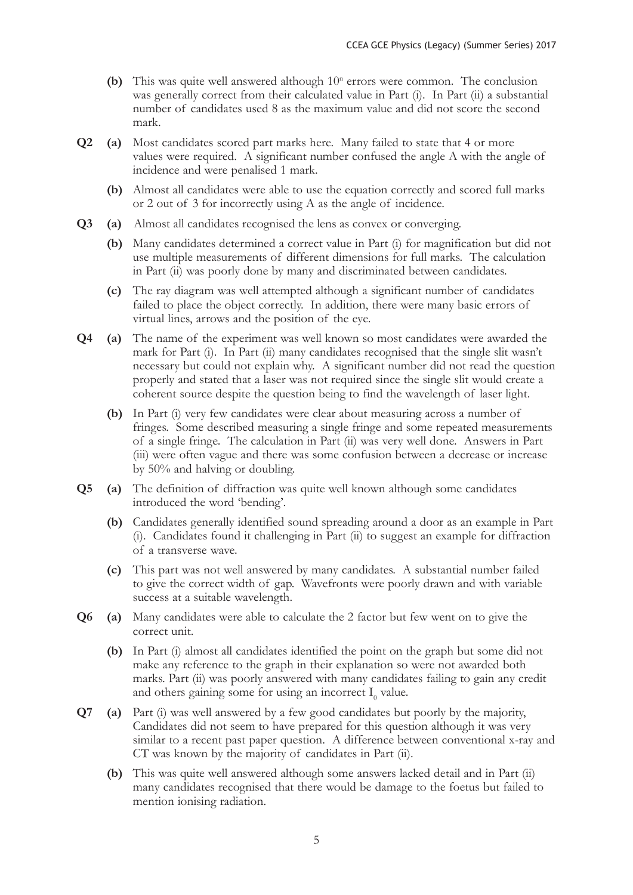**(b)** This was quite well answered although $10^n$ errors were common. The conclusion was generally correct from their calculated value in Part (i). In Part (ii) a substantial number of candidates used 8 as the maximum value and did not score the second mark.

**Q2 (a)** Most candidates scored part marks here. Many failed to state that 4 or more values were required. A significant number confused the angle A with the angle of incidence and were penalised 1 mark.

**(b)** Almost all candidates were able to use the equation correctly and scored full marks or 2 out of 3 for incorrectly using A as the angle of incidence.

**Q3 (a)** Almost all candidates recognised the lens as convex or converging.

**(b)** Many candidates determined a correct value in Part (i) for magnification but did not use multiple measurements of different dimensions for full marks. The calculation in Part (ii) was poorly done by many and discriminated between candidates.

**(c)** The ray diagram was well attempted although a significant number of candidates failed to place the object correctly. In addition, there were many basic errors of virtual lines, arrows and the position of the eye.

**Q4 (a)** The name of the experiment was well known so most candidates were awarded the mark for Part (i). In Part (ii) many candidates recognised that the single slit wasn't necessary but could not explain why. A significant number did not read the question properly and stated that a laser was not required since the single slit would create a coherent source despite the question being to find the wavelength of laser light.

**(b)** In Part (i) very few candidates were clear about measuring across a number of fringes. Some described measuring a single fringe and some repeated measurements of a single fringe. The calculation in Part (ii) was very well done. Answers in Part (iii) were often vague and there was some confusion between a decrease or increase by 50% and halving or doubling.

**Q5 (a)** The definition of diffraction was quite well known although some candidates introduced the word 'bending'.

**(b)** Candidates generally identified sound spreading around a door as an example in Part (i). Candidates found it challenging in Part (ii) to suggest an example for diffraction of a transverse wave.

**(c)** This part was not well answered by many candidates. A substantial number failed to give the correct width of gap. Wavefronts were poorly drawn and with variable success at a suitable wavelength.

**Q6 (a)** Many candidates were able to calculate the 2 factor but few went on to give the correct unit.

**(b)** In Part (i) almost all candidates identified the point on the graph but some did not make any reference to the graph in their explanation so were not awarded both marks. Part (ii) was poorly answered with many candidates failing to gain any credit and others gaining some for using an incorrect $I_0$ value.

**Q7 (a)** Part (i) was well answered by a few good candidates but poorly by the majority, Candidates did not seem to have prepared for this question although it was very similar to a recent past paper question. A difference between conventional x-ray and CT was known by the majority of candidates in Part (ii).

**(b)** This was quite well answered although some answers lacked detail and in Part (ii) many candidates recognised that there would be damage to the foetus but failed to mention ionising radiation.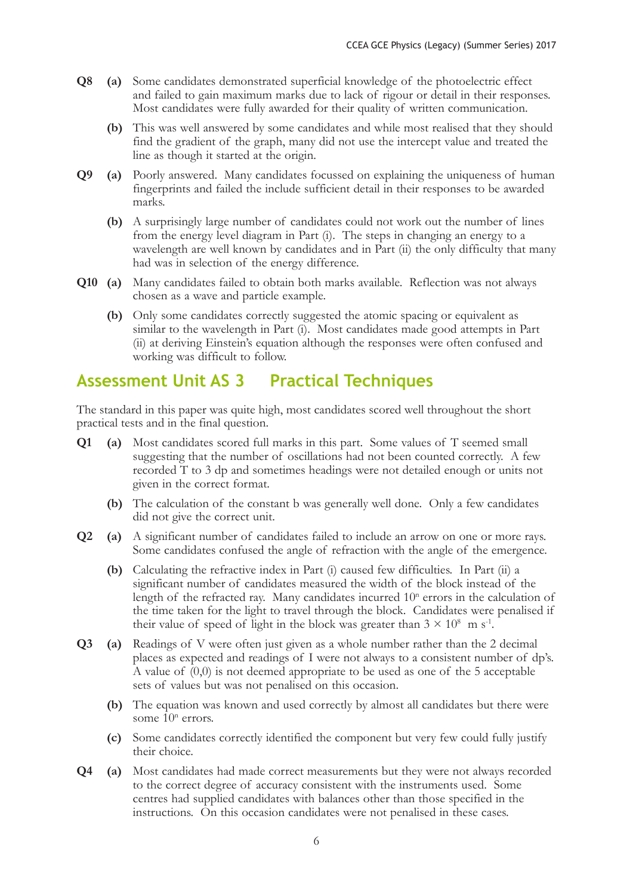**Q8 (a)** Some candidates demonstrated superficial knowledge of the photoelectric effect and failed to gain maximum marks due to lack of rigour or detail in their responses. Most candidates were fully awarded for their quality of written communication.

**(b)** This was well answered by some candidates and while most realised that they should find the gradient of the graph, many did not use the intercept value and treated the line as though it started at the origin.

**Q9 (a)** Poorly answered. Many candidates focussed on explaining the uniqueness of human fingerprints and failed the include sufficient detail in their responses to be awarded marks.

**(b)** A surprisingly large number of candidates could not work out the number of lines from the energy level diagram in Part (i). The steps in changing an energy to a wavelength are well known by candidates and in Part (ii) the only difficulty that many had was in selection of the energy difference.

**Q10 (a)** Many candidates failed to obtain both marks available. Reflection was not always chosen as a wave and particle example.

**(b)** Only some candidates correctly suggested the atomic spacing or equivalent as similar to the wavelength in Part (i). Most candidates made good attempts in Part (ii) at deriving Einstein's equation although the responses were often confused and working was difficult to follow.

## Assessment Unit AS 3 Practical Techniques

The standard in this paper was quite high, most candidates scored well throughout the short practical tests and in the final question.

**Q1 (a)** Most candidates scored full marks in this part. Some values of T seemed small suggesting that the number of oscillations had not been counted correctly. A few recorded T to 3 dp and sometimes headings were not detailed enough or units not given in the correct format.

**(b)** The calculation of the constant b was generally well done. Only a few candidates did not give the correct unit.

**Q2 (a)** A significant number of candidates failed to include an arrow on one or more rays. Some candidates confused the angle of refraction with the angle of the emergence.

**(b)** Calculating the refractive index in Part (i) caused few difficulties. In Part (ii) a significant number of candidates measured the width of the block instead of the length of the refracted ray. Many candidates incurred $10^n$ errors in the calculation of the time taken for the light to travel through the block. Candidates were penalised if their value of speed of light in the block was greater than $3 \times 10^8$ m s$^{-1}$.

**Q3 (a)** Readings of V were often just given as a whole number rather than the 2 decimal places as expected and readings of I were not always to a consistent number of dp's. A value of (0,0) is not deemed appropriate to be used as one of the 5 acceptable sets of values but was not penalised on this occasion.

**(b)** The equation was known and used correctly by almost all candidates but there were some $10^n$ errors.

**(c)** Some candidates correctly identified the component but very few could fully justify their choice.

**Q4 (a)** Most candidates had made correct measurements but they were not always recorded to the correct degree of accuracy consistent with the instruments used. Some centres had supplied candidates with balances other than those specified in the instructions. On this occasion candidates were not penalised in these cases.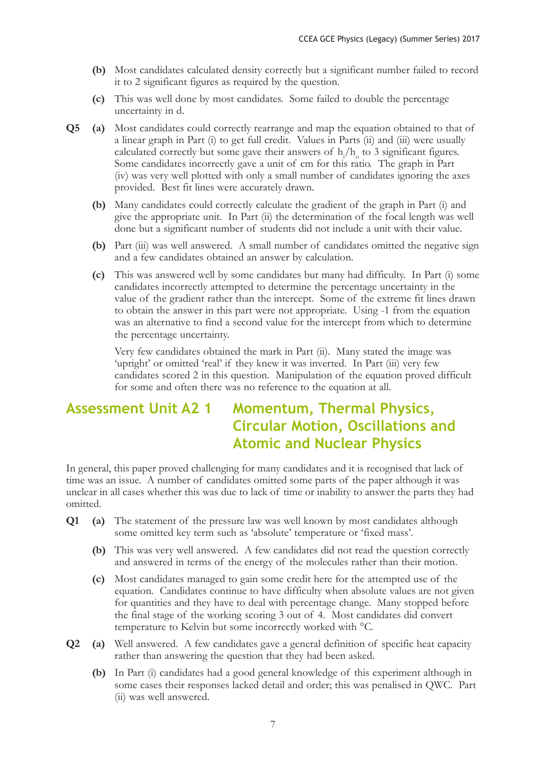**(b)** Most candidates calculated density correctly but a significant number failed to record it to 2 significant figures as required by the question.

**(c)** This was well done by most candidates. Some failed to double the percentage uncertainty in d.

**Q5 (a)** Most candidates could correctly rearrange and map the equation obtained to that of a linear graph in Part (i) to get full credit. Values in Parts (ii) and (iii) were usually calculated correctly but some gave their answers of $h_i/h_o$ to 3 significant figures. Some candidates incorrectly gave a unit of cm for this ratio. The graph in Part (iv) was very well plotted with only a small number of candidates ignoring the axes provided. Best fit lines were accurately drawn.

**(b)** Many candidates could correctly calculate the gradient of the graph in Part (i) and give the appropriate unit. In Part (ii) the determination of the focal length was well done but a significant number of students did not include a unit with their value.

**(b)** Part (iii) was well answered. A small number of candidates omitted the negative sign and a few candidates obtained an answer by calculation.

**(c)** This was answered well by some candidates but many had difficulty. In Part (i) some candidates incorrectly attempted to determine the percentage uncertainty in the value of the gradient rather than the intercept. Some of the extreme fit lines drawn to obtain the answer in this part were not appropriate. Using -1 from the equation was an alternative to find a second value for the intercept from which to determine the percentage uncertainty.

Very few candidates obtained the mark in Part (ii). Many stated the image was 'upright' or omitted 'real' if they knew it was inverted. In Part (iii) very few candidates scored 2 in this question. Manipulation of the equation proved difficult for some and often there was no reference to the equation at all.

## Assessment Unit A2 1 Momentum, Thermal Physics, Circular Motion, Oscillations and Atomic and Nuclear Physics

In general, this paper proved challenging for many candidates and it is recognised that lack of time was an issue. A number of candidates omitted some parts of the paper although it was unclear in all cases whether this was due to lack of time or inability to answer the parts they had omitted.

**Q1 (a)** The statement of the pressure law was well known by most candidates although some omitted key term such as 'absolute' temperature or 'fixed mass'.

**(b)** This was very well answered. A few candidates did not read the question correctly and answered in terms of the energy of the molecules rather than their motion.

**(c)** Most candidates managed to gain some credit here for the attempted use of the equation. Candidates continue to have difficulty when absolute values are not given for quantities and they have to deal with percentage change. Many stopped before the final stage of the working scoring 3 out of 4. Most candidates did convert temperature to Kelvin but some incorrectly worked with °C.

**Q2 (a)** Well answered. A few candidates gave a general definition of specific heat capacity rather than answering the question that they had been asked.

**(b)** In Part (i) candidates had a good general knowledge of this experiment although in some cases their responses lacked detail and order; this was penalised in QWC. Part (ii) was well answered.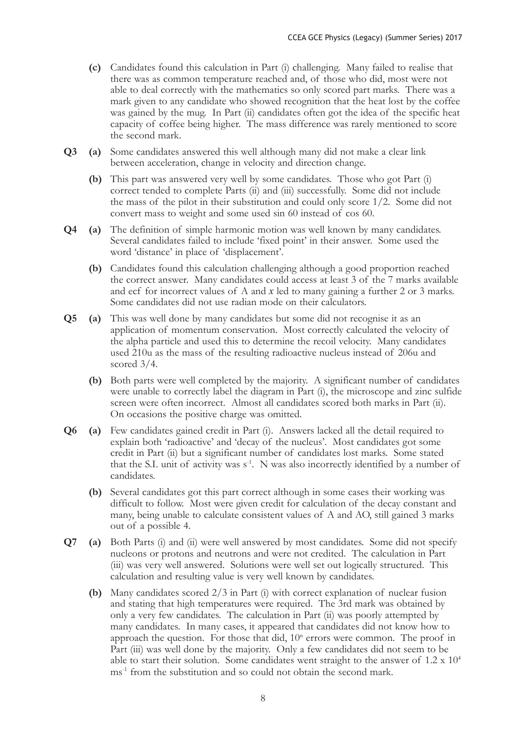**(c)** Candidates found this calculation in Part (i) challenging. Many failed to realise that there was as common temperature reached and, of those who did, most were not able to deal correctly with the mathematics so only scored part marks. There was a mark given to any candidate who showed recognition that the heat lost by the coffee was gained by the mug. In Part (ii) candidates often got the idea of the specific heat capacity of coffee being higher. The mass difference was rarely mentioned to score the second mark.

**Q3** **(a)** Some candidates answered this well although many did not make a clear link between acceleration, change in velocity and direction change.

**(b)** This part was answered very well by some candidates. Those who got Part (i) correct tended to complete Parts (ii) and (iii) successfully. Some did not include the mass of the pilot in their substitution and could only score 1/2. Some did not convert mass to weight and some used sin 60 instead of cos 60.

**Q4** **(a)** The definition of simple harmonic motion was well known by many candidates. Several candidates failed to include 'fixed point' in their answer. Some used the word 'distance' in place of 'displacement'.

**(b)** Candidates found this calculation challenging although a good proportion reached the correct answer. Many candidates could access at least 3 of the 7 marks available and ecf for incorrect values of A and $x$ led to many gaining a further 2 or 3 marks. Some candidates did not use radian mode on their calculators.

**Q5** **(a)** This was well done by many candidates but some did not recognise it as an application of momentum conservation. Most correctly calculated the velocity of the alpha particle and used this to determine the recoil velocity. Many candidates used 210u as the mass of the resulting radioactive nucleus instead of 206u and scored 3/4.

**(b)** Both parts were well completed by the majority. A significant number of candidates were unable to correctly label the diagram in Part (i), the microscope and zinc sulfide screen were often incorrect. Almost all candidates scored both marks in Part (ii). On occasions the positive charge was omitted.

**Q6** **(a)** Few candidates gained credit in Part (i). Answers lacked all the detail required to explain both 'radioactive' and 'decay of the nucleus'. Most candidates got some credit in Part (ii) but a significant number of candidates lost marks. Some stated that the S.I. unit of activity was $s^{-1}$. N was also incorrectly identified by a number of candidates.

**(b)** Several candidates got this part correct although in some cases their working was difficult to follow. Most were given credit for calculation of the decay constant and many, being unable to calculate consistent values of A and AO, still gained 3 marks out of a possible 4.

**Q7** **(a)** Both Parts (i) and (ii) were well answered by most candidates. Some did not specify nucleons or protons and neutrons and were not credited. The calculation in Part (iii) was very well answered. Solutions were well set out logically structured. This calculation and resulting value is very well known by candidates.

**(b)** Many candidates scored 2/3 in Part (i) with correct explanation of nuclear fusion and stating that high temperatures were required. The 3rd mark was obtained by only a very few candidates. The calculation in Part (ii) was poorly attempted by many candidates. In many cases, it appeared that candidates did not know how to approach the question. For those that did, $10^n$ errors were common. The proof in Part (iii) was well done by the majority. Only a few candidates did not seem to be able to start their solution. Some candidates went straight to the answer of $1.2 \times 10^4$ $ms^{-1}$ from the substitution and so could not obtain the second mark.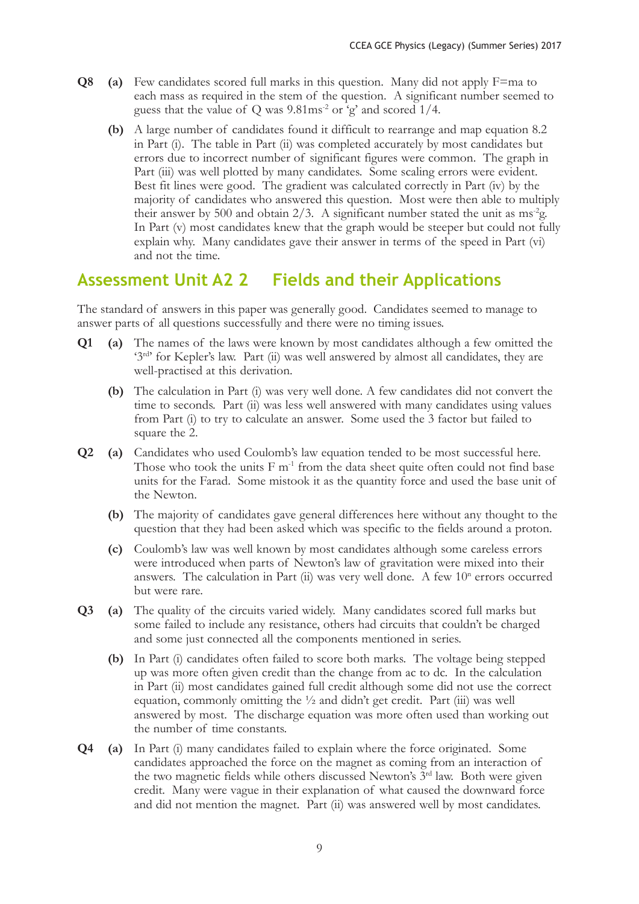**Q8 (a)** Few candidates scored full marks in this question. Many did not apply F=ma to each mass as required in the stem of the question. A significant number seemed to guess that the value of Q was 9.81ms$^{-2}$ or 'g' and scored 1/4.

**(b)** A large number of candidates found it difficult to rearrange and map equation 8.2 in Part (i). The table in Part (ii) was completed accurately by most candidates but errors due to incorrect number of significant figures were common. The graph in Part (iii) was well plotted by many candidates. Some scaling errors were evident. Best fit lines were good. The gradient was calculated correctly in Part (iv) by the majority of candidates who answered this question. Most were then able to multiply their answer by 500 and obtain 2/3. A significant number stated the unit as ms$^{-2}$g. In Part (v) most candidates knew that the graph would be steeper but could not fully explain why. Many candidates gave their answer in terms of the speed in Part (vi) and not the time.

## Assessment Unit A2 2 Fields and their Applications

The standard of answers in this paper was generally good. Candidates seemed to manage to answer parts of all questions successfully and there were no timing issues.

**Q1 (a)** The names of the laws were known by most candidates although a few omitted the '3$^{rd}$' for Kepler's law. Part (ii) was well answered by almost all candidates, they are well-practised at this derivation.

**(b)** The calculation in Part (i) was very well done. A few candidates did not convert the time to seconds. Part (ii) was less well answered with many candidates using values from Part (i) to try to calculate an answer. Some used the 3 factor but failed to square the 2.

**Q2 (a)** Candidates who used Coulomb's law equation tended to be most successful here. Those who took the units F m$^{-1}$ from the data sheet quite often could not find base units for the Farad. Some mistook it as the quantity force and used the base unit of the Newton.

**(b)** The majority of candidates gave general differences here without any thought to the question that they had been asked which was specific to the fields around a proton.

**(c)** Coulomb's law was well known by most candidates although some careless errors were introduced when parts of Newton's law of gravitation were mixed into their answers. The calculation in Part (ii) was very well done. A few 10$^{n}$ errors occurred but were rare.

**Q3 (a)** The quality of the circuits varied widely. Many candidates scored full marks but some failed to include any resistance, others had circuits that couldn't be charged and some just connected all the components mentioned in series.

**(b)** In Part (i) candidates often failed to score both marks. The voltage being stepped up was more often given credit than the change from ac to dc. In the calculation in Part (ii) most candidates gained full credit although some did not use the correct equation, commonly omitting the ½ and didn't get credit. Part (iii) was well answered by most. The discharge equation was more often used than working out the number of time constants.

**Q4 (a)** In Part (i) many candidates failed to explain where the force originated. Some candidates approached the force on the magnet as coming from an interaction of the two magnetic fields while others discussed Newton's 3$^{rd}$ law. Both were given credit. Many were vague in their explanation of what caused the downward force and did not mention the magnet. Part (ii) was answered well by most candidates.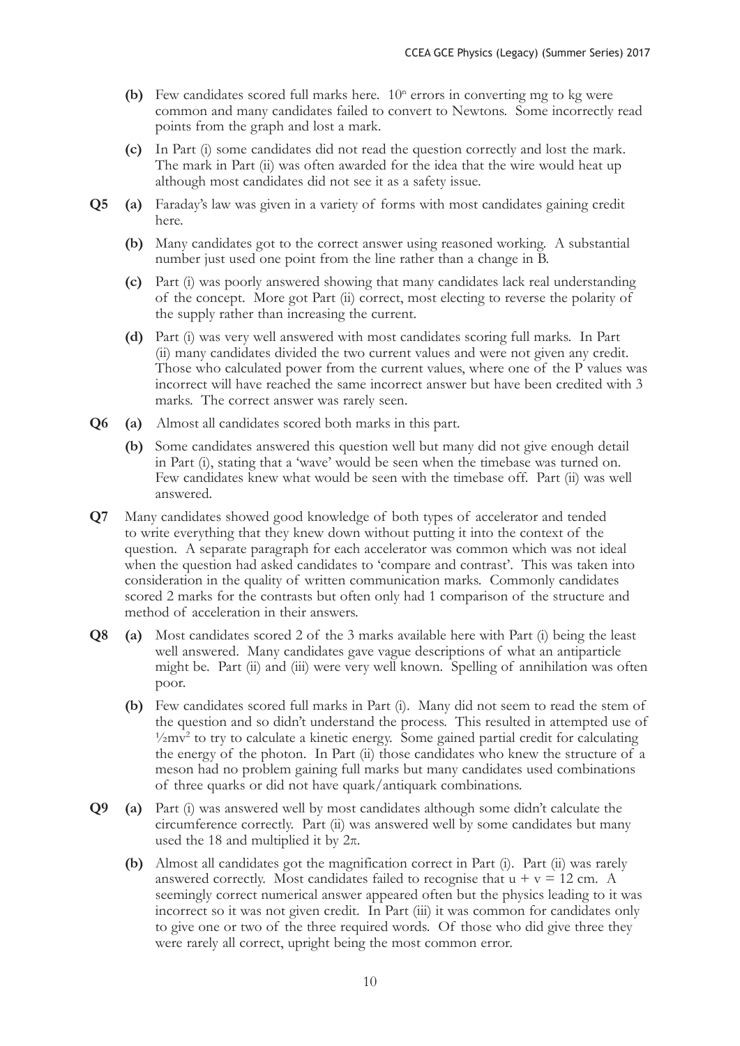**(b)** Few candidates scored full marks here. $10^n$ errors in converting mg to kg were common and many candidates failed to convert to Newtons. Some incorrectly read points from the graph and lost a mark.

**(c)** In Part (i) some candidates did not read the question correctly and lost the mark. The mark in Part (ii) was often awarded for the idea that the wire would heat up although most candidates did not see it as a safety issue.

**Q5** **(a)** Faraday's law was given in a variety of forms with most candidates gaining credit here.

**(b)** Many candidates got to the correct answer using reasoned working. A substantial number just used one point from the line rather than a change in B.

**(c)** Part (i) was poorly answered showing that many candidates lack real understanding of the concept. More got Part (ii) correct, most electing to reverse the polarity of the supply rather than increasing the current.

**(d)** Part (i) was very well answered with most candidates scoring full marks. In Part (ii) many candidates divided the two current values and were not given any credit. Those who calculated power from the current values, where one of the P values was incorrect will have reached the same incorrect answer but have been credited with 3 marks. The correct answer was rarely seen.

**Q6** **(a)** Almost all candidates scored both marks in this part.

**(b)** Some candidates answered this question well but many did not give enough detail in Part (i), stating that a 'wave' would be seen when the timebase was turned on. Few candidates knew what would be seen with the timebase off. Part (ii) was well answered.

**Q7** Many candidates showed good knowledge of both types of accelerator and tended to write everything that they knew down without putting it into the context of the question. A separate paragraph for each accelerator was common which was not ideal when the question had asked candidates to 'compare and contrast'. This was taken into consideration in the quality of written communication marks. Commonly candidates scored 2 marks for the contrasts but often only had 1 comparison of the structure and method of acceleration in their answers.

**Q8** **(a)** Most candidates scored 2 of the 3 marks available here with Part (i) being the least well answered. Many candidates gave vague descriptions of what an antiparticle might be. Part (ii) and (iii) were very well known. Spelling of annihilation was often poor.

**(b)** Few candidates scored full marks in Part (i). Many did not seem to read the stem of the question and so didn't understand the process. This resulted in attempted use of $\frac{1}{2}mv^2$ to try to calculate a kinetic energy. Some gained partial credit for calculating the energy of the photon. In Part (ii) those candidates who knew the structure of a meson had no problem gaining full marks but many candidates used combinations of three quarks or did not have quark/antiquark combinations.

**Q9** **(a)** Part (i) was answered well by most candidates although some didn't calculate the circumference correctly. Part (ii) was answered well by some candidates but many used the 18 and multiplied it by $2\pi$.

**(b)** Almost all candidates got the magnification correct in Part (i). Part (ii) was rarely answered correctly. Most candidates failed to recognise that $u + v = 12$ cm. A seemingly correct numerical answer appeared often but the physics leading to it was incorrect so it was not given credit. In Part (iii) it was common for candidates only to give one or two of the three required words. Of those who did give three they were rarely all correct, upright being the most common error.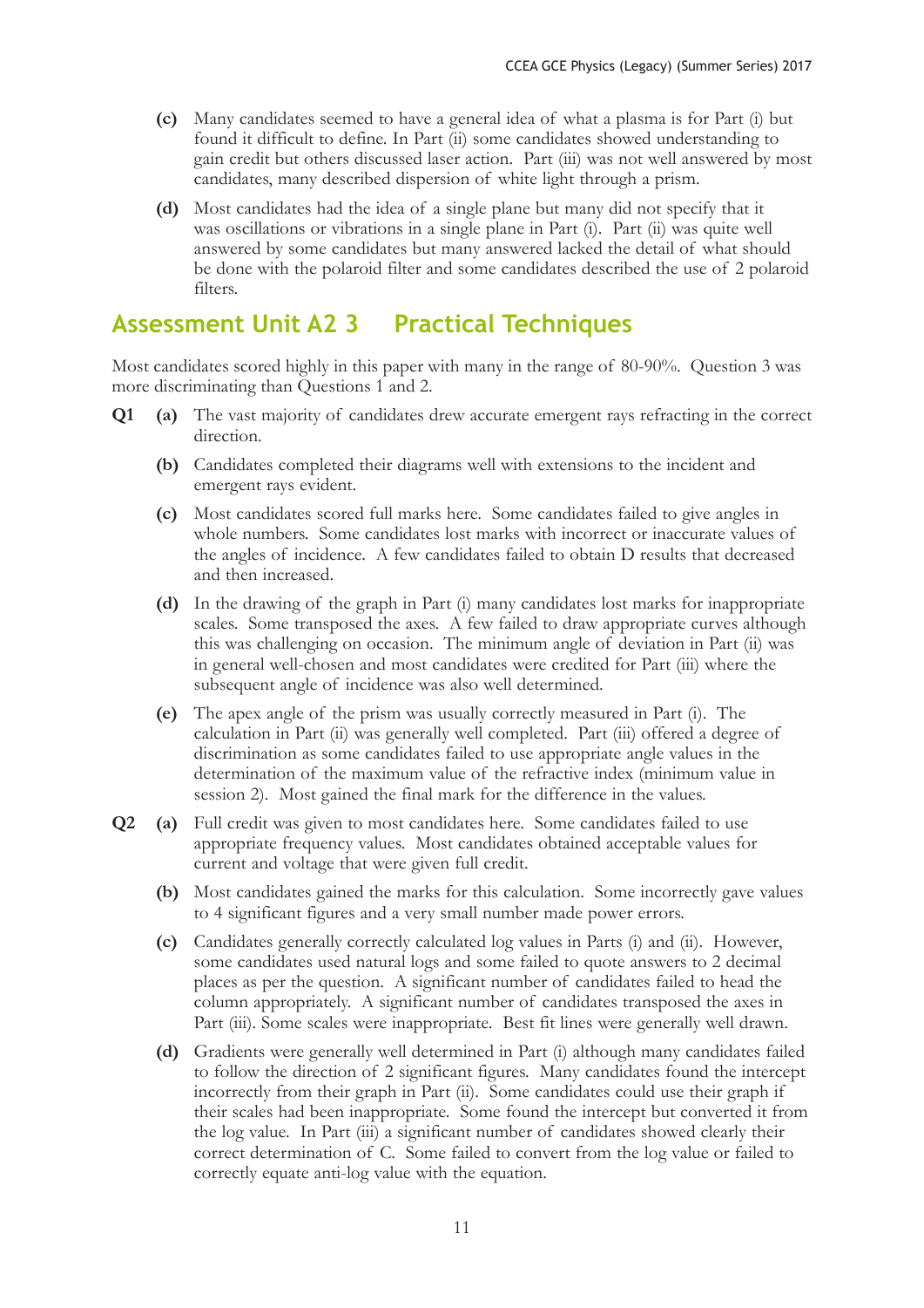- **(c)** Many candidates seemed to have a general idea of what a plasma is for Part (i) but found it difficult to define. In Part (ii) some candidates showed understanding to gain credit but others discussed laser action. Part (iii) was not well answered by most candidates, many described dispersion of white light through a prism.

- **(d)** Most candidates had the idea of a single plane but many did not specify that it was oscillations or vibrations in a single plane in Part (i). Part (ii) was quite well answered by some candidates but many answered lacked the detail of what should be done with the polaroid filter and some candidates described the use of 2 polaroid filters.

## Assessment Unit A2 3 Practical Techniques

Most candidates scored highly in this paper with many in the range of 80-90%. Question 3 was more discriminating than Questions 1 and 2.

**Q1** **(a)** The vast majority of candidates drew accurate emergent rays refracting in the correct direction.

**(b)** Candidates completed their diagrams well with extensions to the incident and emergent rays evident.

**(c)** Most candidates scored full marks here. Some candidates failed to give angles in whole numbers. Some candidates lost marks with incorrect or inaccurate values of the angles of incidence. A few candidates failed to obtain D results that decreased and then increased.

**(d)** In the drawing of the graph in Part (i) many candidates lost marks for inappropriate scales. Some transposed the axes. A few failed to draw appropriate curves although this was challenging on occasion. The minimum angle of deviation in Part (ii) was in general well-chosen and most candidates were credited for Part (iii) where the subsequent angle of incidence was also well determined.

**(e)** The apex angle of the prism was usually correctly measured in Part (i). The calculation in Part (ii) was generally well completed. Part (iii) offered a degree of discrimination as some candidates failed to use appropriate angle values in the determination of the maximum value of the refractive index (minimum value in session 2). Most gained the final mark for the difference in the values.

**Q2** **(a)** Full credit was given to most candidates here. Some candidates failed to use appropriate frequency values. Most candidates obtained acceptable values for current and voltage that were given full credit.

**(b)** Most candidates gained the marks for this calculation. Some incorrectly gave values to 4 significant figures and a very small number made power errors.

**(c)** Candidates generally correctly calculated log values in Parts (i) and (ii). However, some candidates used natural logs and some failed to quote answers to 2 decimal places as per the question. A significant number of candidates failed to head the column appropriately. A significant number of candidates transposed the axes in Part (iii). Some scales were inappropriate. Best fit lines were generally well drawn.

**(d)** Gradients were generally well determined in Part (i) although many candidates failed to follow the direction of 2 significant figures. Many candidates found the intercept incorrectly from their graph in Part (ii). Some candidates could use their graph if their scales had been inappropriate. Some found the intercept but converted it from the log value. In Part (iii) a significant number of candidates showed clearly their correct determination of C. Some failed to convert from the log value or failed to correctly equate anti-log value with the equation.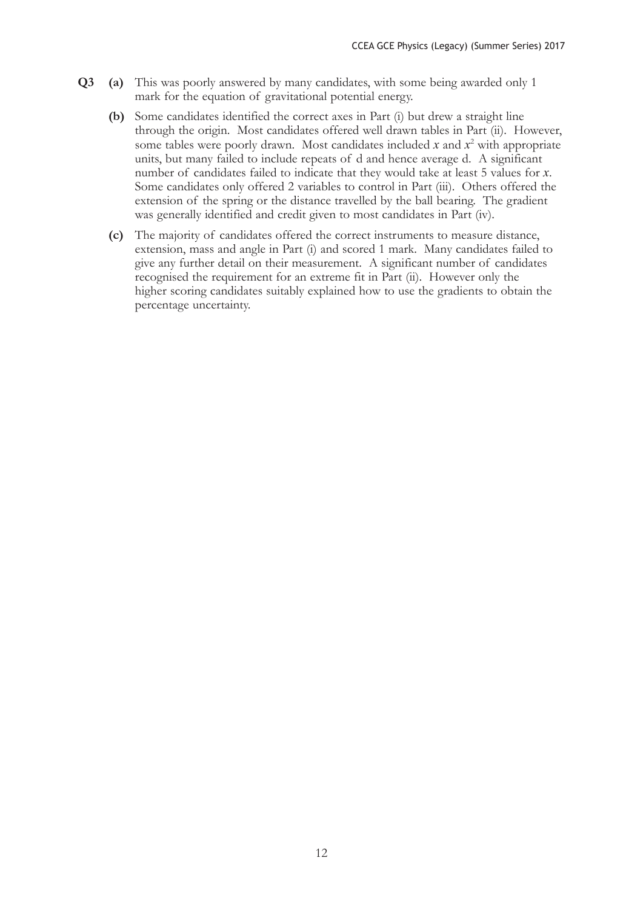**Q3** **(a)** This was poorly answered by many candidates, with some being awarded only 1 mark for the equation of gravitational potential energy.

**(b)** Some candidates identified the correct axes in Part (i) but drew a straight line through the origin. Most candidates offered well drawn tables in Part (ii). However, some tables were poorly drawn. Most candidates included $x$ and $x^2$ with appropriate units, but many failed to include repeats of d and hence average d. A significant number of candidates failed to indicate that they would take at least 5 values for $x$. Some candidates only offered 2 variables to control in Part (iii). Others offered the extension of the spring or the distance travelled by the ball bearing. The gradient was generally identified and credit given to most candidates in Part (iv).

**(c)** The majority of candidates offered the correct instruments to measure distance, extension, mass and angle in Part (i) and scored 1 mark. Many candidates failed to give any further detail on their measurement. A significant number of candidates recognised the requirement for an extreme fit in Part (ii). However only the higher scoring candidates suitably explained how to use the gradients to obtain the percentage uncertainty.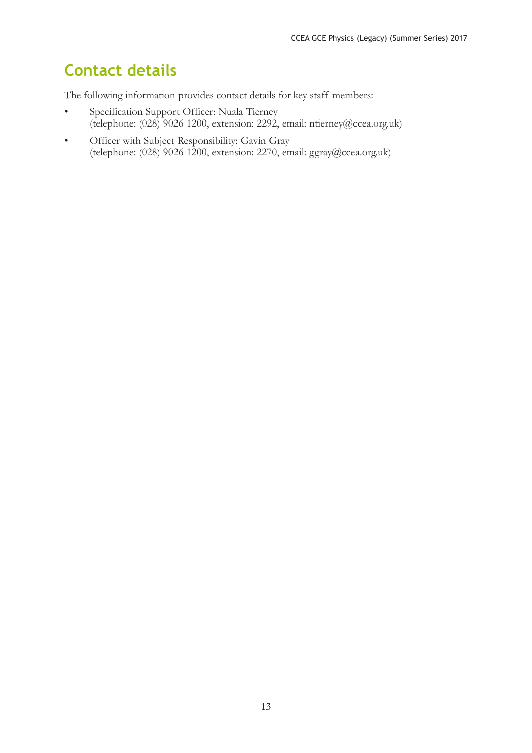## Contact details

The following information provides contact details for key staff members:

- Specification Support Officer: Nuala Tierney
  (telephone: (028) 9026 1200, extension: 2292, email: ntierney@ccea.org.uk)
- Officer with Subject Responsibility: Gavin Gray
  (telephone: (028) 9026 1200, extension: 2270, email: ggray@ccea.org.uk)